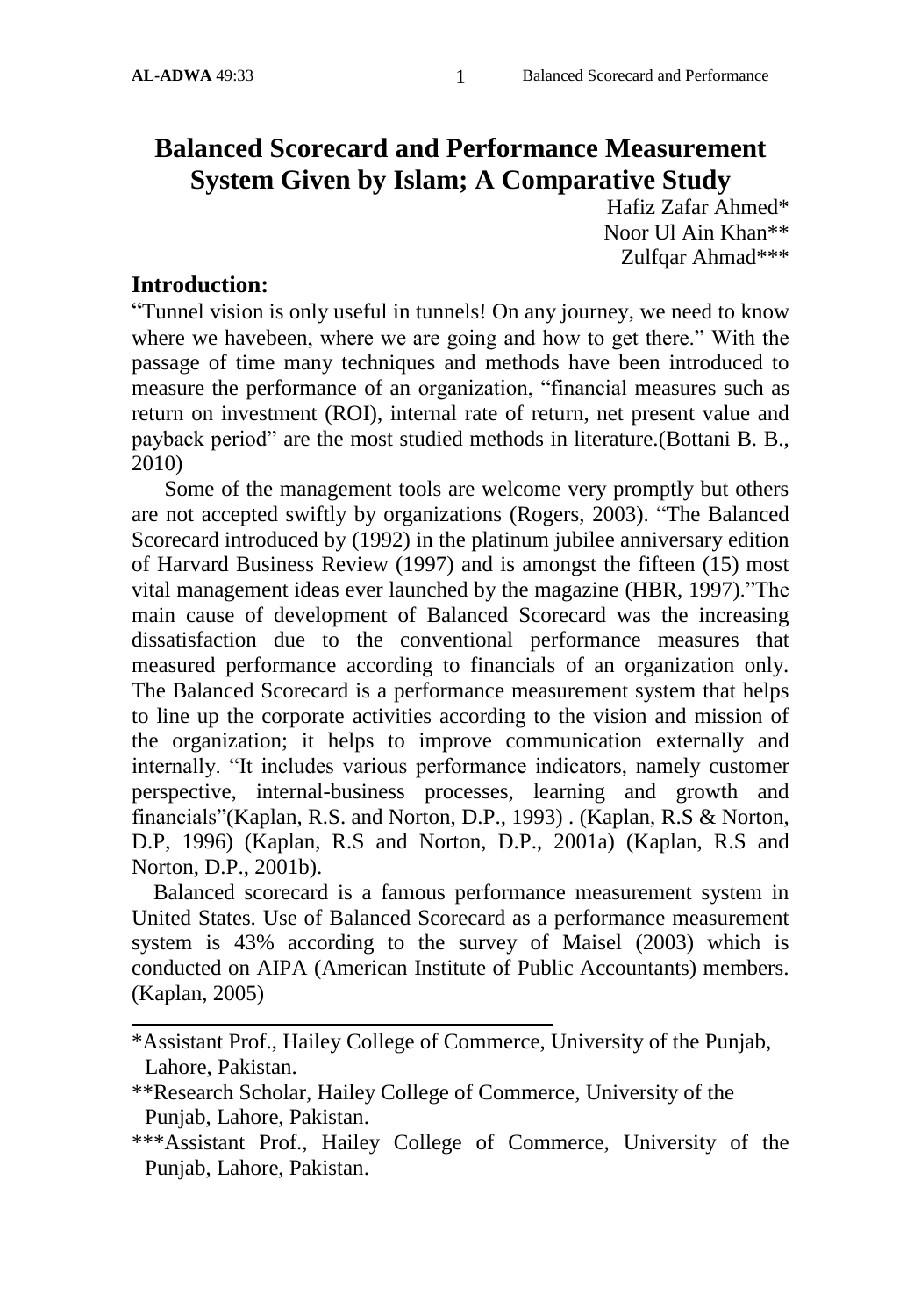# Balanced Scorecard and Performance Measurement System Given by Islam; A Comparative Study

Hafiz Zafar Ahmed*
Noor Ul Ain Khan**
Zulfqar Ahmad***

## Introduction:

"Tunnel vision is only useful in tunnels! On any journey, we need to know where we havebeen, where we are going and how to get there." With the passage of time many techniques and methods have been introduced to measure the performance of an organization, "financial measures such as return on investment (ROI), internal rate of return, net present value and payback period" are the most studied methods in literature.(Bottani B. B., 2010)

Some of the management tools are welcome very promptly but others are not accepted swiftly by organizations (Rogers, 2003). "The Balanced Scorecard introduced by (1992) in the platinum jubilee anniversary edition of Harvard Business Review (1997) and is amongst the fifteen (15) most vital management ideas ever launched by the magazine (HBR, 1997)."The main cause of development of Balanced Scorecard was the increasing dissatisfaction due to the conventional performance measures that measured performance according to financials of an organization only. The Balanced Scorecard is a performance measurement system that helps to line up the corporate activities according to the vision and mission of the organization; it helps to improve communication externally and internally. "It includes various performance indicators, namely customer perspective, internal-business processes, learning and growth and financials"(Kaplan, R.S. and Norton, D.P., 1993) . (Kaplan, R.S & Norton, D.P, 1996) (Kaplan, R.S and Norton, D.P., 2001a) (Kaplan, R.S and Norton, D.P., 2001b).

Balanced scorecard is a famous performance measurement system in United States. Use of Balanced Scorecard as a performance measurement system is 43% according to the survey of Maisel (2003) which is conducted on AIPA (American Institute of Public Accountants) members. (Kaplan, 2005)

---

*Assistant Prof., Hailey College of Commerce, University of the Punjab, Lahore, Pakistan.

**Research Scholar, Hailey College of Commerce, University of the Punjab, Lahore, Pakistan.

***Assistant Prof., Hailey College of Commerce, University of the Punjab, Lahore, Pakistan.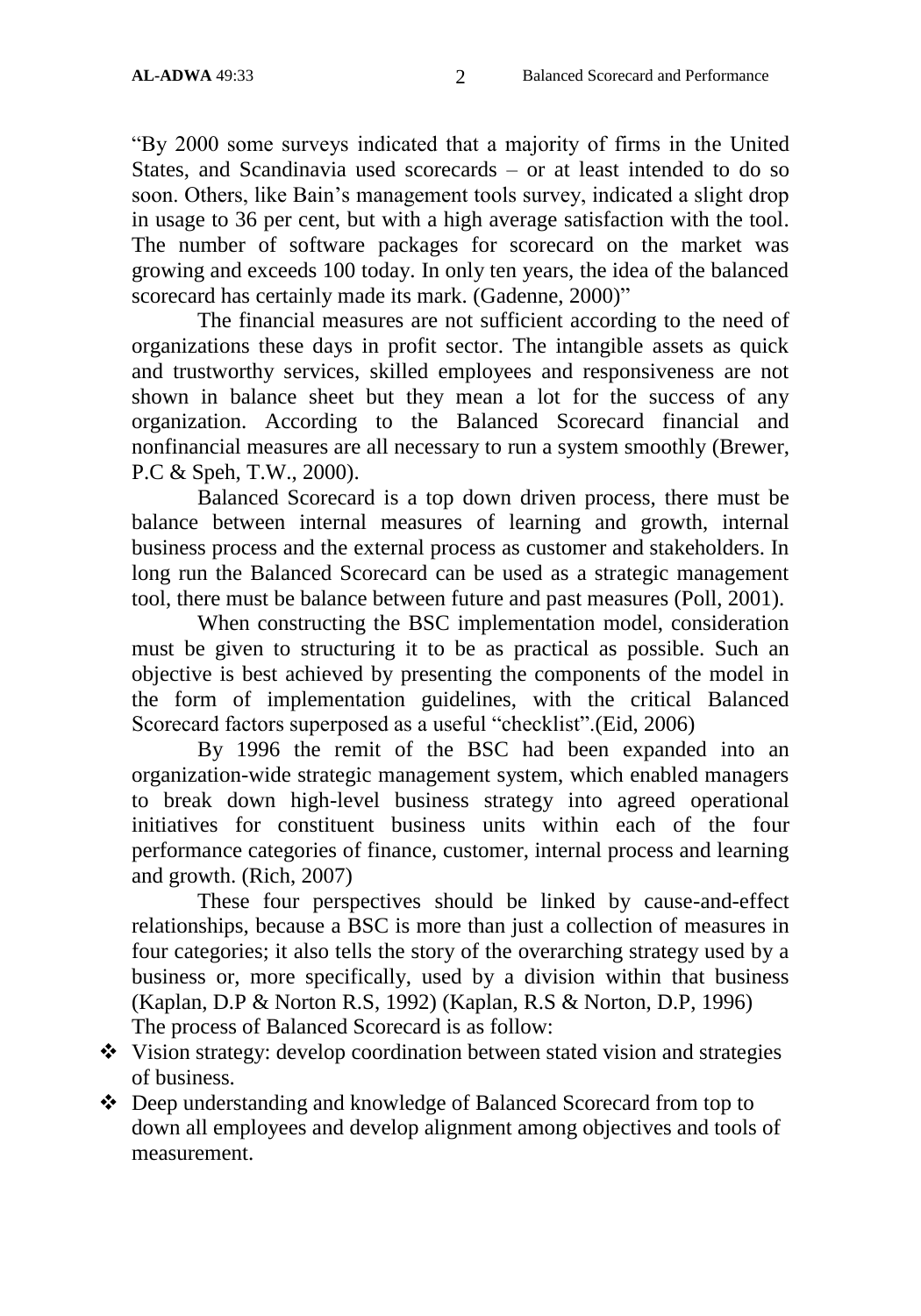"By 2000 some surveys indicated that a majority of firms in the United States, and Scandinavia used scorecards – or at least intended to do so soon. Others, like Bain's management tools survey, indicated a slight drop in usage to 36 per cent, but with a high average satisfaction with the tool. The number of software packages for scorecard on the market was growing and exceeds 100 today. In only ten years, the idea of the balanced scorecard has certainly made its mark. (Gadenne, 2000)"

The financial measures are not sufficient according to the need of organizations these days in profit sector. The intangible assets as quick and trustworthy services, skilled employees and responsiveness are not shown in balance sheet but they mean a lot for the success of any organization. According to the Balanced Scorecard financial and nonfinancial measures are all necessary to run a system smoothly (Brewer, P.C & Speh, T.W., 2000).

Balanced Scorecard is a top down driven process, there must be balance between internal measures of learning and growth, internal business process and the external process as customer and stakeholders. In long run the Balanced Scorecard can be used as a strategic management tool, there must be balance between future and past measures (Poll, 2001).

When constructing the BSC implementation model, consideration must be given to structuring it to be as practical as possible. Such an objective is best achieved by presenting the components of the model in the form of implementation guidelines, with the critical Balanced Scorecard factors superposed as a useful "checklist".(Eid, 2006)

By 1996 the remit of the BSC had been expanded into an organization-wide strategic management system, which enabled managers to break down high-level business strategy into agreed operational initiatives for constituent business units within each of the four performance categories of finance, customer, internal process and learning and growth. (Rich, 2007)

These four perspectives should be linked by cause-and-effect relationships, because a BSC is more than just a collection of measures in four categories; it also tells the story of the overarching strategy used by a business or, more specifically, used by a division within that business (Kaplan, D.P & Norton R.S, 1992) (Kaplan, R.S & Norton, D.P, 1996)

The process of Balanced Scorecard is as follow:

- Vision strategy: develop coordination between stated vision and strategies of business.
- Deep understanding and knowledge of Balanced Scorecard from top to down all employees and develop alignment among objectives and tools of measurement.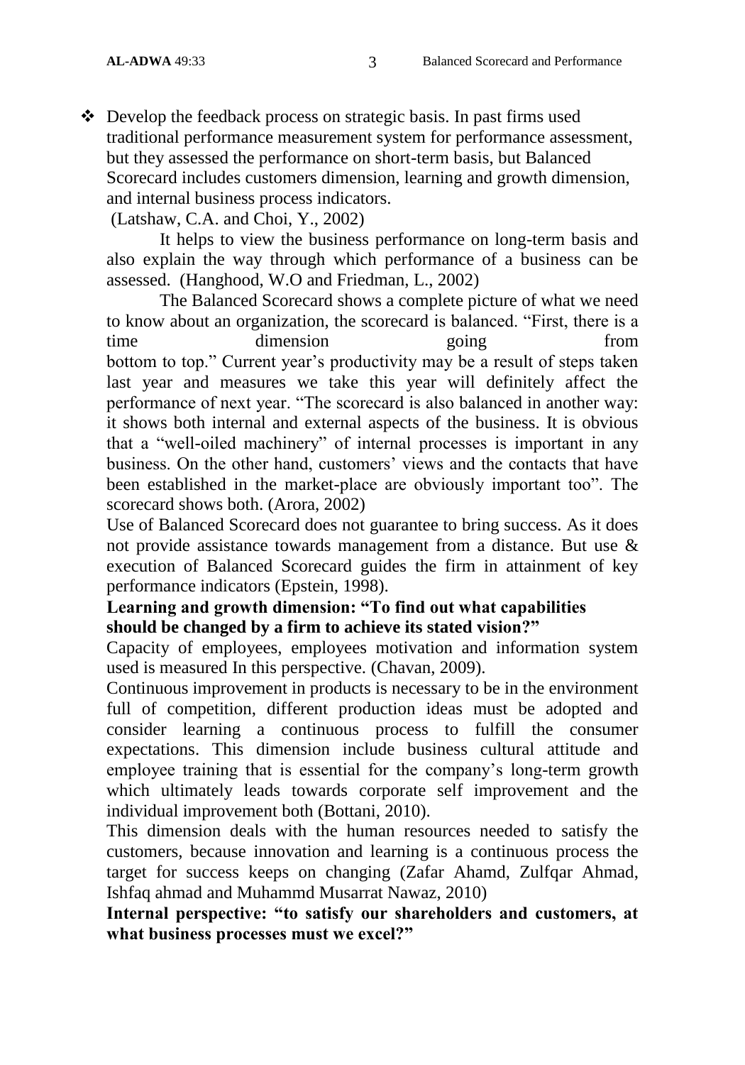- Develop the feedback process on strategic basis. In past firms used traditional performance measurement system for performance assessment, but they assessed the performance on short-term basis, but Balanced Scorecard includes customers dimension, learning and growth dimension, and internal business process indicators.

(Latshaw, C.A. and Choi, Y., 2002)

It helps to view the business performance on long-term basis and also explain the way through which performance of a business can be assessed. (Hanghood, W.O and Friedman, L., 2002)

The Balanced Scorecard shows a complete picture of what we need to know about an organization, the scorecard is balanced. "First, there is a time dimension going from bottom to top." Current year's productivity may be a result of steps taken last year and measures we take this year will definitely affect the performance of next year. "The scorecard is also balanced in another way: it shows both internal and external aspects of the business. It is obvious that a "well-oiled machinery" of internal processes is important in any business. On the other hand, customers' views and the contacts that have been established in the market-place are obviously important too". The scorecard shows both. (Arora, 2002)

Use of Balanced Scorecard does not guarantee to bring success. As it does not provide assistance towards management from a distance. But use & execution of Balanced Scorecard guides the firm in attainment of key performance indicators (Epstein, 1998).

**Learning and growth dimension: "To find out what capabilities should be changed by a firm to achieve its stated vision?"**

Capacity of employees, employees motivation and information system used is measured In this perspective. (Chavan, 2009).

Continuous improvement in products is necessary to be in the environment full of competition, different production ideas must be adopted and consider learning a continuous process to fulfill the consumer expectations. This dimension include business cultural attitude and employee training that is essential for the company's long-term growth which ultimately leads towards corporate self improvement and the individual improvement both (Bottani, 2010).

This dimension deals with the human resources needed to satisfy the customers, because innovation and learning is a continuous process the target for success keeps on changing (Zafar Ahamd, Zulfqar Ahmad, Ishfaq ahmad and Muhammd Musarrat Nawaz, 2010)

**Internal perspective: "to satisfy our shareholders and customers, at what business processes must we excel?"**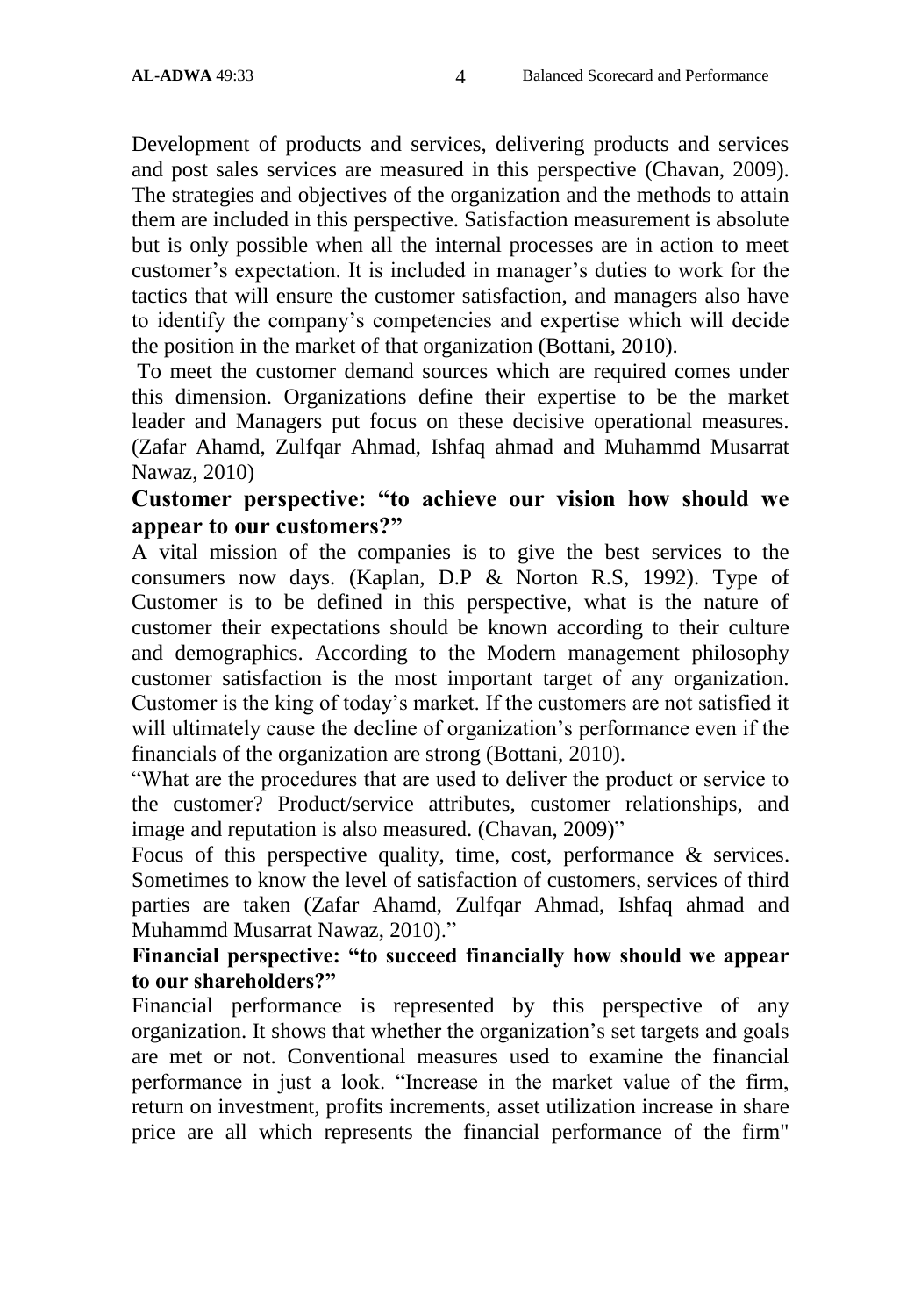Development of products and services, delivering products and services and post sales services are measured in this perspective (Chavan, 2009). The strategies and objectives of the organization and the methods to attain them are included in this perspective. Satisfaction measurement is absolute but is only possible when all the internal processes are in action to meet customer's expectation. It is included in manager's duties to work for the tactics that will ensure the customer satisfaction, and managers also have to identify the company's competencies and expertise which will decide the position in the market of that organization (Bottani, 2010).

To meet the customer demand sources which are required comes under this dimension. Organizations define their expertise to be the market leader and Managers put focus on these decisive operational measures. (Zafar Ahamd, Zulfqar Ahmad, Ishfaq ahmad and Muhammd Musarrat Nawaz, 2010)

**Customer perspective: "to achieve our vision how should we appear to our customers?"**

A vital mission of the companies is to give the best services to the consumers now days. (Kaplan, D.P & Norton R.S, 1992). Type of Customer is to be defined in this perspective, what is the nature of customer their expectations should be known according to their culture and demographics. According to the Modern management philosophy customer satisfaction is the most important target of any organization. Customer is the king of today's market. If the customers are not satisfied it will ultimately cause the decline of organization's performance even if the financials of the organization are strong (Bottani, 2010).

"What are the procedures that are used to deliver the product or service to the customer? Product/service attributes, customer relationships, and image and reputation is also measured. (Chavan, 2009)"

Focus of this perspective quality, time, cost, performance & services. Sometimes to know the level of satisfaction of customers, services of third parties are taken (Zafar Ahamd, Zulfqar Ahmad, Ishfaq ahmad and Muhammd Musarrat Nawaz, 2010)."

**Financial perspective: "to succeed financially how should we appear to our shareholders?"**

Financial performance is represented by this perspective of any organization. It shows that whether the organization's set targets and goals are met or not. Conventional measures used to examine the financial performance in just a look. "Increase in the market value of the firm, return on investment, profits increments, asset utilization increase in share price are all which represents the financial performance of the firm"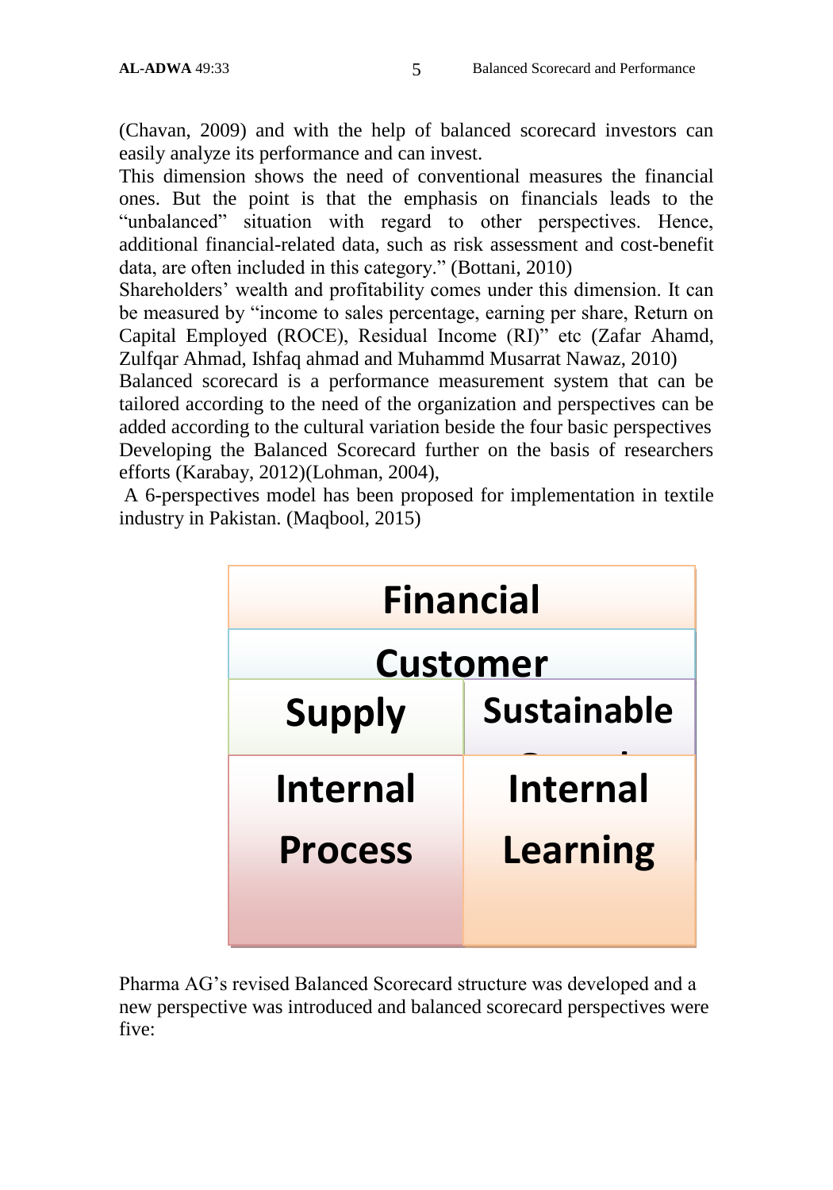(Chavan, 2009) and with the help of balanced scorecard investors can easily analyze its performance and can invest.

This dimension shows the need of conventional measures the financial ones. But the point is that the emphasis on financials leads to the "unbalanced" situation with regard to other perspectives. Hence, additional financial-related data, such as risk assessment and cost-benefit data, are often included in this category." (Bottani, 2010)

Shareholders' wealth and profitability comes under this dimension. It can be measured by "income to sales percentage, earning per share, Return on Capital Employed (ROCE), Residual Income (RI)" etc (Zafar Ahamd, Zulfqar Ahmad, Ishfaq ahmad and Muhammd Musarrat Nawaz, 2010)

Balanced scorecard is a performance measurement system that can be tailored according to the need of the organization and perspectives can be added according to the cultural variation beside the four basic perspectives Developing the Balanced Scorecard further on the basis of researchers efforts (Karabay, 2012)(Lohman, 2004),

A 6-perspectives model has been proposed for implementation in textile industry in Pakistan. (Maqbool, 2015)

| Financial | |
|---|---|
| Customer | |
| Supply | Sustainable |
| Internal Process | Internal Learning |

Pharma AG's revised Balanced Scorecard structure was developed and a new perspective was introduced and balanced scorecard perspectives were five: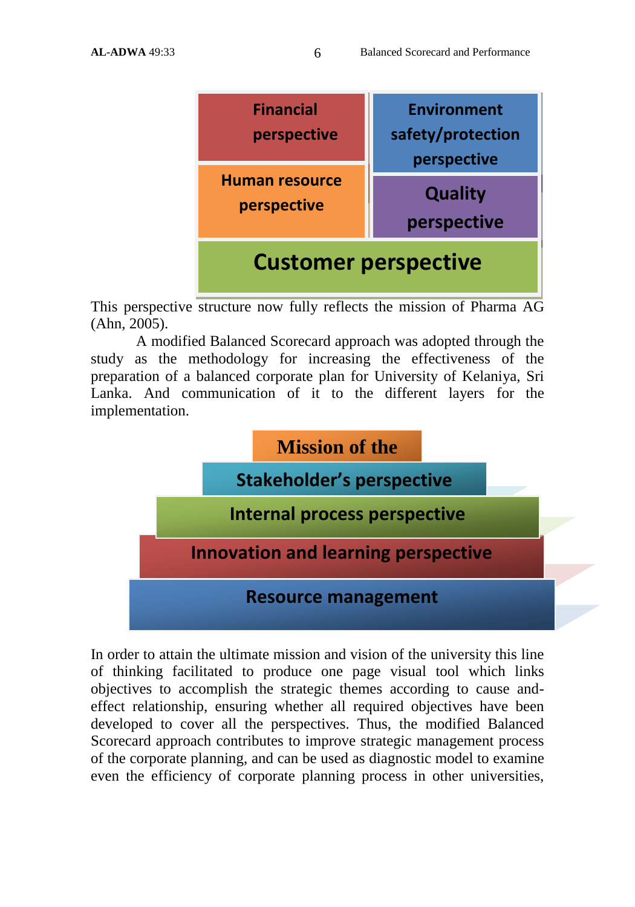Financial perspective

Environment safety/protection perspective

Human resource perspective

Quality perspective

Customer perspective

This perspective structure now fully reflects the mission of Pharma AG (Ahn, 2005).

A modified Balanced Scorecard approach was adopted through the study as the methodology for increasing the effectiveness of the preparation of a balanced corporate plan for University of Kelaniya, Sri Lanka. And communication of it to the different layers for the implementation.

Mission of the

Stakeholder's perspective

Internal process perspective

Innovation and learning perspective

Resource management

In order to attain the ultimate mission and vision of the university this line of thinking facilitated to produce one page visual tool which links objectives to accomplish the strategic themes according to cause and-effect relationship, ensuring whether all required objectives have been developed to cover all the perspectives. Thus, the modified Balanced Scorecard approach contributes to improve strategic management process of the corporate planning, and can be used as diagnostic model to examine even the efficiency of corporate planning process in other universities,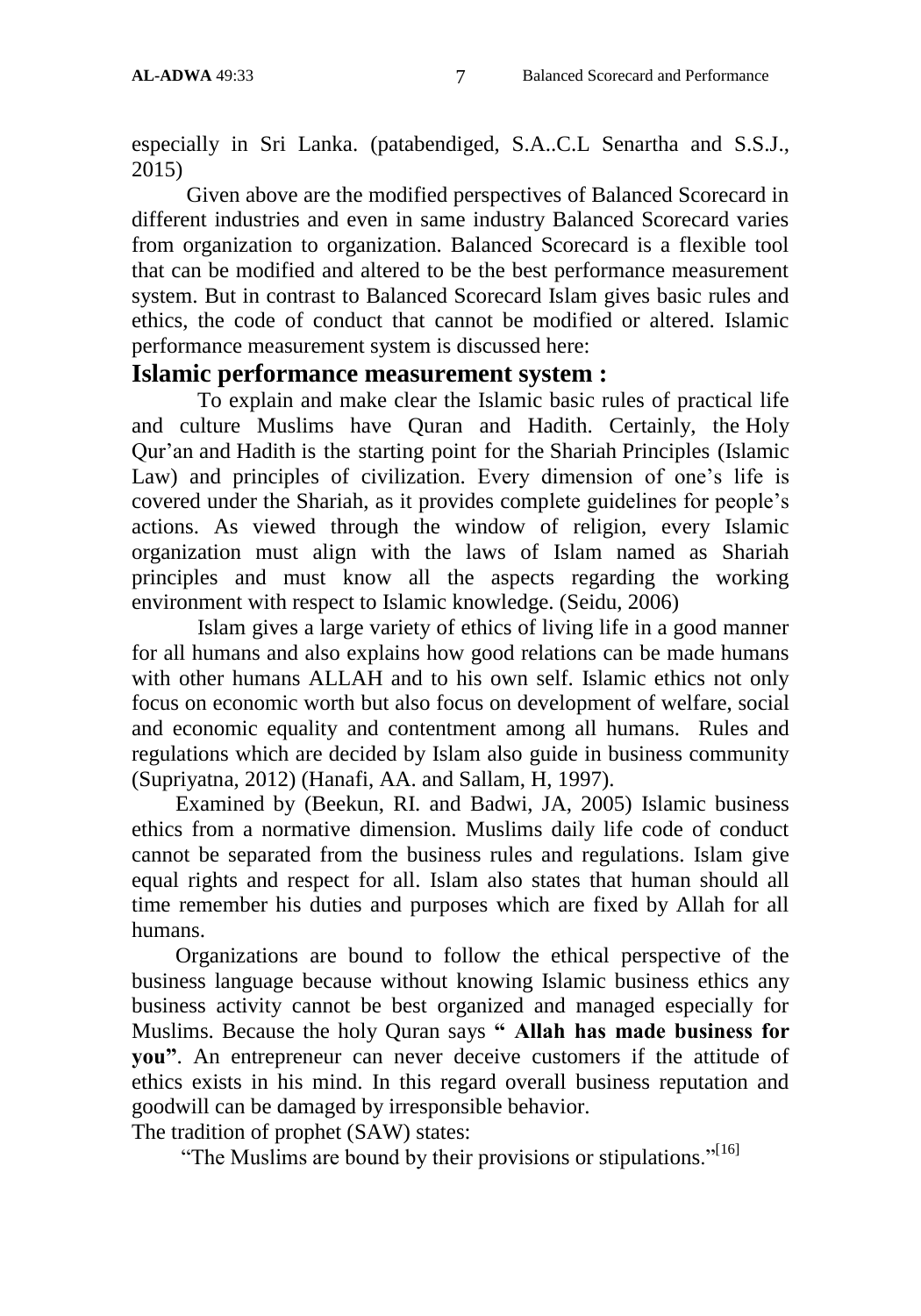especially in Sri Lanka. (patabendiged, S.A..C.L Senartha and S.S.J., 2015)

Given above are the modified perspectives of Balanced Scorecard in different industries and even in same industry Balanced Scorecard varies from organization to organization. Balanced Scorecard is a flexible tool that can be modified and altered to be the best performance measurement system. But in contrast to Balanced Scorecard Islam gives basic rules and ethics, the code of conduct that cannot be modified or altered. Islamic performance measurement system is discussed here:

## Islamic performance measurement system :

To explain and make clear the Islamic basic rules of practical life and culture Muslims have Quran and Hadith. Certainly, the Holy Qur'an and Hadith is the starting point for the Shariah Principles (Islamic Law) and principles of civilization. Every dimension of one's life is covered under the Shariah, as it provides complete guidelines for people's actions. As viewed through the window of religion, every Islamic organization must align with the laws of Islam named as Shariah principles and must know all the aspects regarding the working environment with respect to Islamic knowledge. (Seidu, 2006)

Islam gives a large variety of ethics of living life in a good manner for all humans and also explains how good relations can be made humans with other humans ALLAH and to his own self. Islamic ethics not only focus on economic worth but also focus on development of welfare, social and economic equality and contentment among all humans. Rules and regulations which are decided by Islam also guide in business community (Supriyatna, 2012) (Hanafi, AA. and Sallam, H, 1997).

Examined by (Beekun, RI. and Badwi, JA, 2005) Islamic business ethics from a normative dimension. Muslims daily life code of conduct cannot be separated from the business rules and regulations. Islam give equal rights and respect for all. Islam also states that human should all time remember his duties and purposes which are fixed by Allah for all humans.

Organizations are bound to follow the ethical perspective of the business language because without knowing Islamic business ethics any business activity cannot be best organized and managed especially for Muslims. Because the holy Quran says **" Allah has made business for you"**. An entrepreneur can never deceive customers if the attitude of ethics exists in his mind. In this regard overall business reputation and goodwill can be damaged by irresponsible behavior.

The tradition of prophet (SAW) states:

"The Muslims are bound by their provisions or stipulations."[16]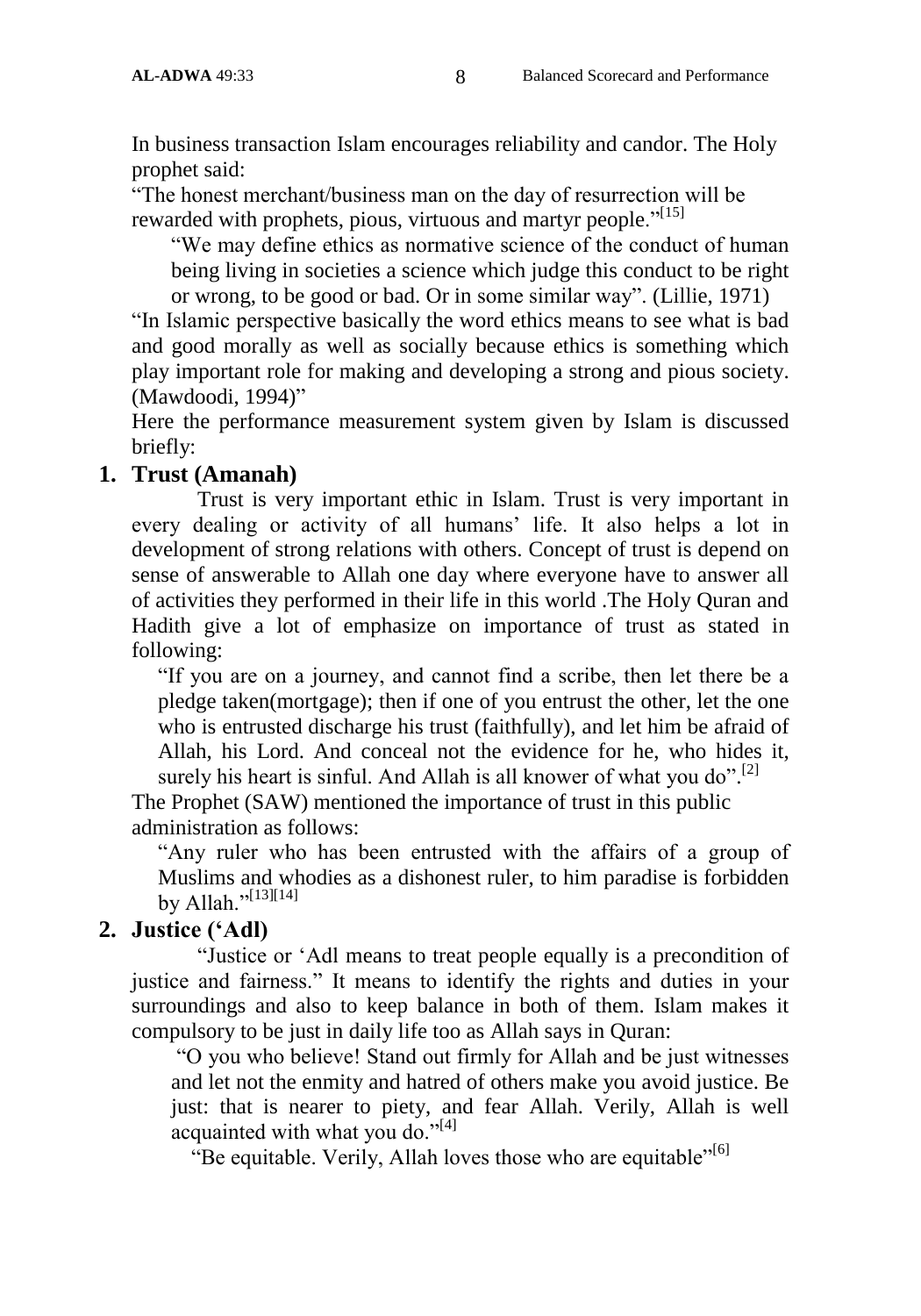In business transaction Islam encourages reliability and candor. The Holy prophet said:

"The honest merchant/business man on the day of resurrection will be rewarded with prophets, pious, virtuous and martyr people."[15]

> "We may define ethics as normative science of the conduct of human being living in societies a science which judge this conduct to be right or wrong, to be good or bad. Or in some similar way". (Lillie, 1971)

"In Islamic perspective basically the word ethics means to see what is bad and good morally as well as socially because ethics is something which play important role for making and developing a strong and pious society. (Mawdoodi, 1994)"

Here the performance measurement system given by Islam is discussed briefly:

## 1. Trust (Amanah)

Trust is very important ethic in Islam. Trust is very important in every dealing or activity of all humans' life. It also helps a lot in development of strong relations with others. Concept of trust is depend on sense of answerable to Allah one day where everyone have to answer all of activities they performed in their life in this world .The Holy Quran and Hadith give a lot of emphasize on importance of trust as stated in following:

> "If you are on a journey, and cannot find a scribe, then let there be a pledge taken(mortgage); then if one of you entrust the other, let the one who is entrusted discharge his trust (faithfully), and let him be afraid of Allah, his Lord. And conceal not the evidence for he, who hides it, surely his heart is sinful. And Allah is all knower of what you do".[2]

The Prophet (SAW) mentioned the importance of trust in this public administration as follows:

> "Any ruler who has been entrusted with the affairs of a group of Muslims and whodies as a dishonest ruler, to him paradise is forbidden by Allah."[13][14]

## 2. Justice ('Adl)

"Justice or 'Adl means to treat people equally is a precondition of justice and fairness." It means to identify the rights and duties in your surroundings and also to keep balance in both of them. Islam makes it compulsory to be just in daily life too as Allah says in Quran:

> "O you who believe! Stand out firmly for Allah and be just witnesses and let not the enmity and hatred of others make you avoid justice. Be just: that is nearer to piety, and fear Allah. Verily, Allah is well acquainted with what you do."[4]
>
> "Be equitable. Verily, Allah loves those who are equitable"[6]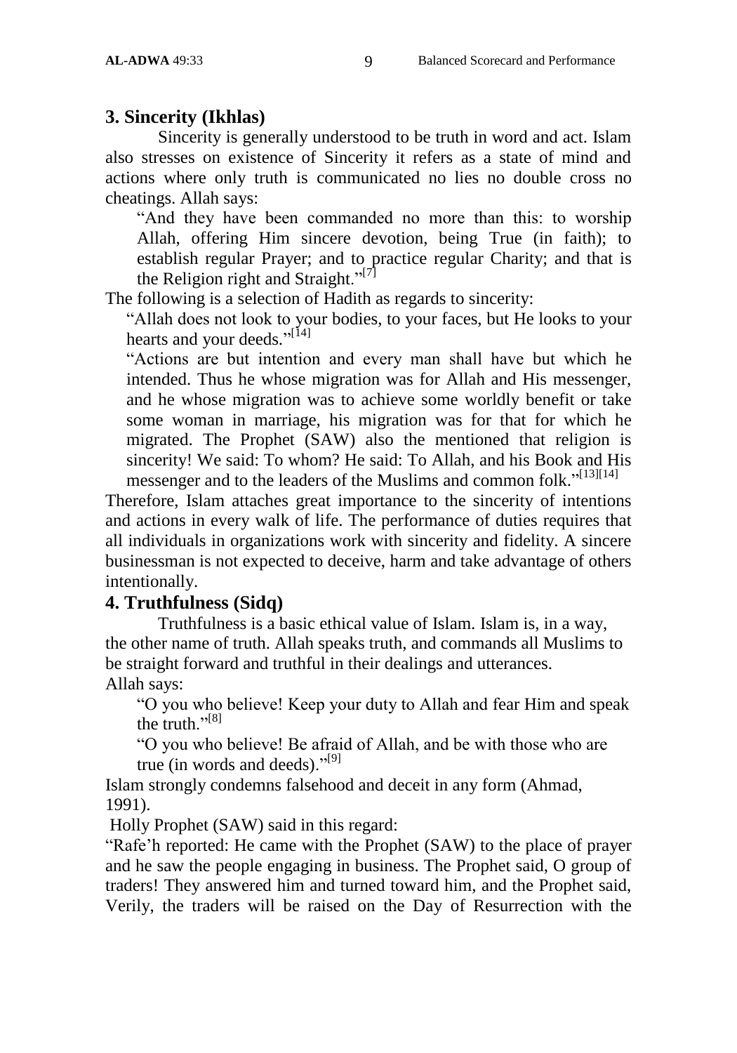### 3. Sincerity (Ikhlas)

Sincerity is generally understood to be truth in word and act. Islam also stresses on existence of Sincerity it refers as a state of mind and actions where only truth is communicated no lies no double cross no cheatings. Allah says:

> "And they have been commanded no more than this: to worship Allah, offering Him sincere devotion, being True (in faith); to establish regular Prayer; and to practice regular Charity; and that is the Religion right and Straight."[7]

The following is a selection of Hadith as regards to sincerity:

> "Allah does not look to your bodies, to your faces, but He looks to your hearts and your deeds."[14]
>
> "Actions are but intention and every man shall have but which he intended. Thus he whose migration was for Allah and His messenger, and he whose migration was to achieve some worldly benefit or take some woman in marriage, his migration was for that for which he migrated. The Prophet (SAW) also the mentioned that religion is sincerity! We said: To whom? He said: To Allah, and his Book and His messenger and to the leaders of the Muslims and common folk."[13][14]

Therefore, Islam attaches great importance to the sincerity of intentions and actions in every walk of life. The performance of duties requires that all individuals in organizations work with sincerity and fidelity. A sincere businessman is not expected to deceive, harm and take advantage of others intentionally.

### 4. Truthfulness (Sidq)

Truthfulness is a basic ethical value of Islam. Islam is, in a way, the other name of truth. Allah speaks truth, and commands all Muslims to be straight forward and truthful in their dealings and utterances.

Allah says:

> "O you who believe! Keep your duty to Allah and fear Him and speak the truth."[8]
>
> "O you who believe! Be afraid of Allah, and be with those who are true (in words and deeds)."[9]

Islam strongly condemns falsehood and deceit in any form (Ahmad, 1991).

Holly Prophet (SAW) said in this regard:

"Rafe'h reported: He came with the Prophet (SAW) to the place of prayer and he saw the people engaging in business. The Prophet said, O group of traders! They answered him and turned toward him, and the Prophet said, Verily, the traders will be raised on the Day of Resurrection with the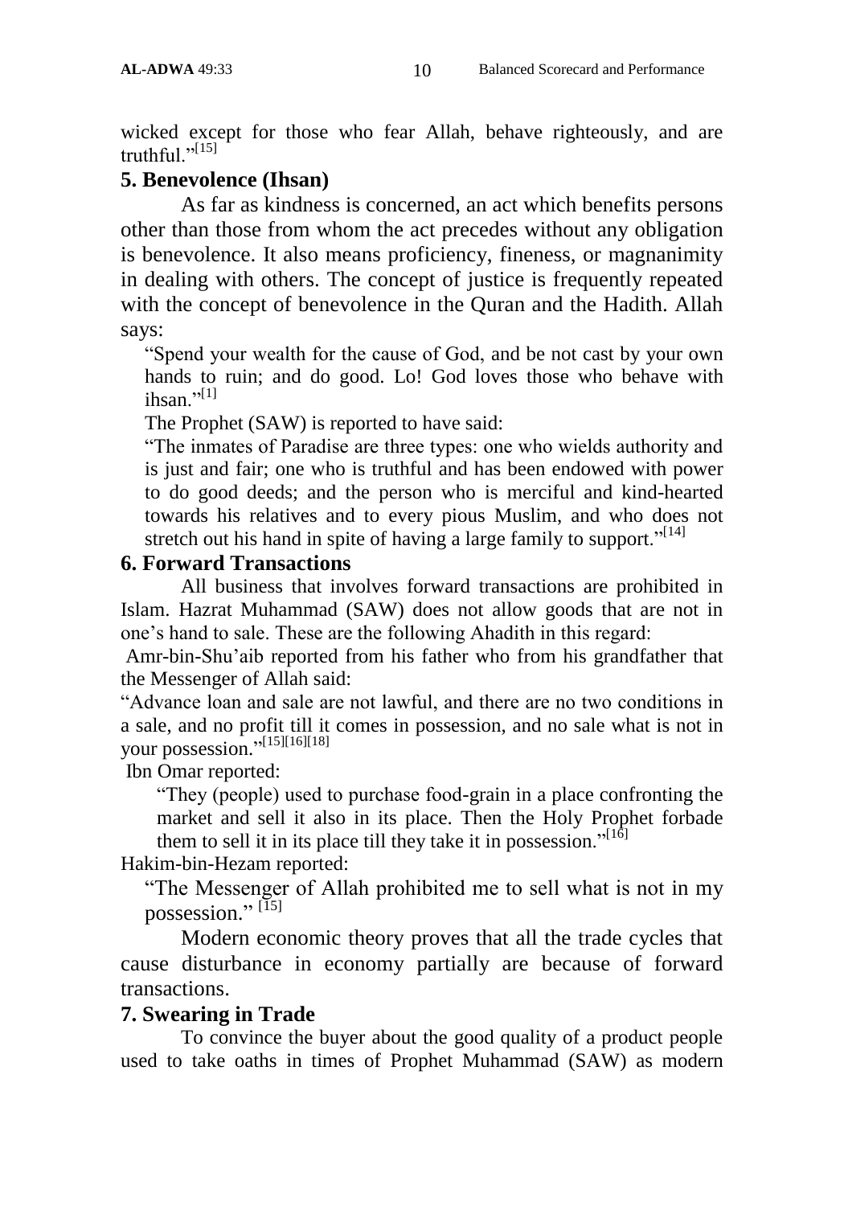wicked except for those who fear Allah, behave righteously, and are truthful."[15]

## 5. Benevolence (Ihsan)

As far as kindness is concerned, an act which benefits persons other than those from whom the act precedes without any obligation is benevolence. It also means proficiency, fineness, or magnanimity in dealing with others. The concept of justice is frequently repeated with the concept of benevolence in the Quran and the Hadith. Allah says:

"Spend your wealth for the cause of God, and be not cast by your own hands to ruin; and do good. Lo! God loves those who behave with ihsan."[1]

The Prophet (SAW) is reported to have said:

"The inmates of Paradise are three types: one who wields authority and is just and fair; one who is truthful and has been endowed with power to do good deeds; and the person who is merciful and kind-hearted towards his relatives and to every pious Muslim, and who does not stretch out his hand in spite of having a large family to support."[14]

## 6. Forward Transactions

All business that involves forward transactions are prohibited in Islam. Hazrat Muhammad (SAW) does not allow goods that are not in one's hand to sale. These are the following Ahadith in this regard:

Amr-bin-Shu'aib reported from his father who from his grandfather that the Messenger of Allah said:

"Advance loan and sale are not lawful, and there are no two conditions in a sale, and no profit till it comes in possession, and no sale what is not in your possession."[15][16][18]

Ibn Omar reported:

"They (people) used to purchase food-grain in a place confronting the market and sell it also in its place. Then the Holy Prophet forbade them to sell it in its place till they take it in possession."[16]

Hakim-bin-Hezam reported:

"The Messenger of Allah prohibited me to sell what is not in my possession." [15]

Modern economic theory proves that all the trade cycles that cause disturbance in economy partially are because of forward transactions.

## 7. Swearing in Trade

To convince the buyer about the good quality of a product people used to take oaths in times of Prophet Muhammad (SAW) as modern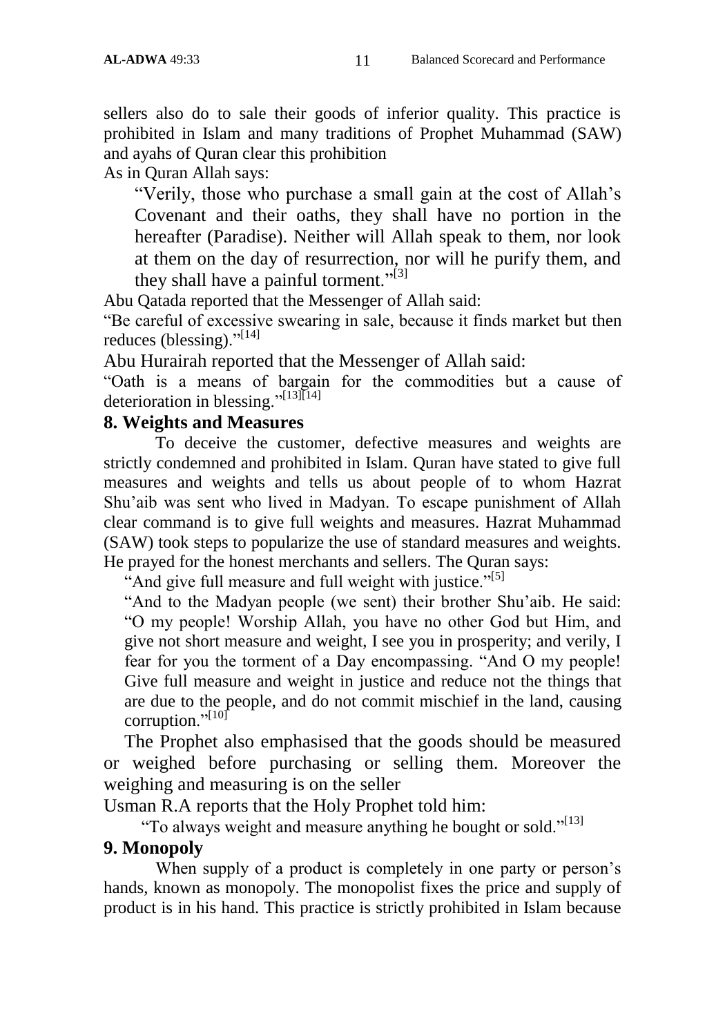sellers also do to sale their goods of inferior quality. This practice is prohibited in Islam and many traditions of Prophet Muhammad (SAW) and ayahs of Quran clear this prohibition

As in Quran Allah says:

> "Verily, those who purchase a small gain at the cost of Allah's Covenant and their oaths, they shall have no portion in the hereafter (Paradise). Neither will Allah speak to them, nor look at them on the day of resurrection, nor will he purify them, and they shall have a painful torment."[3]

Abu Qatada reported that the Messenger of Allah said:

"Be careful of excessive swearing in sale, because it finds market but then reduces (blessing)."[14]

Abu Hurairah reported that the Messenger of Allah said:

"Oath is a means of bargain for the commodities but a cause of deterioration in blessing."[13][14]

## 8. Weights and Measures

To deceive the customer, defective measures and weights are strictly condemned and prohibited in Islam. Quran have stated to give full measures and weights and tells us about people of to whom Hazrat Shu'aib was sent who lived in Madyan. To escape punishment of Allah clear command is to give full weights and measures. Hazrat Muhammad (SAW) took steps to popularize the use of standard measures and weights. He prayed for the honest merchants and sellers. The Quran says:

> "And give full measure and full weight with justice."[5]
>
> "And to the Madyan people (we sent) their brother Shu'aib. He said: "O my people! Worship Allah, you have no other God but Him, and give not short measure and weight, I see you in prosperity; and verily, I fear for you the torment of a Day encompassing. "And O my people! Give full measure and weight in justice and reduce not the things that are due to the people, and do not commit mischief in the land, causing corruption."[10]

The Prophet also emphasised that the goods should be measured or weighed before purchasing or selling them. Moreover the weighing and measuring is on the seller

Usman R.A reports that the Holy Prophet told him:

> "To always weight and measure anything he bought or sold."[13]

## 9. Monopoly

When supply of a product is completely in one party or person's hands, known as monopoly. The monopolist fixes the price and supply of product is in his hand. This practice is strictly prohibited in Islam because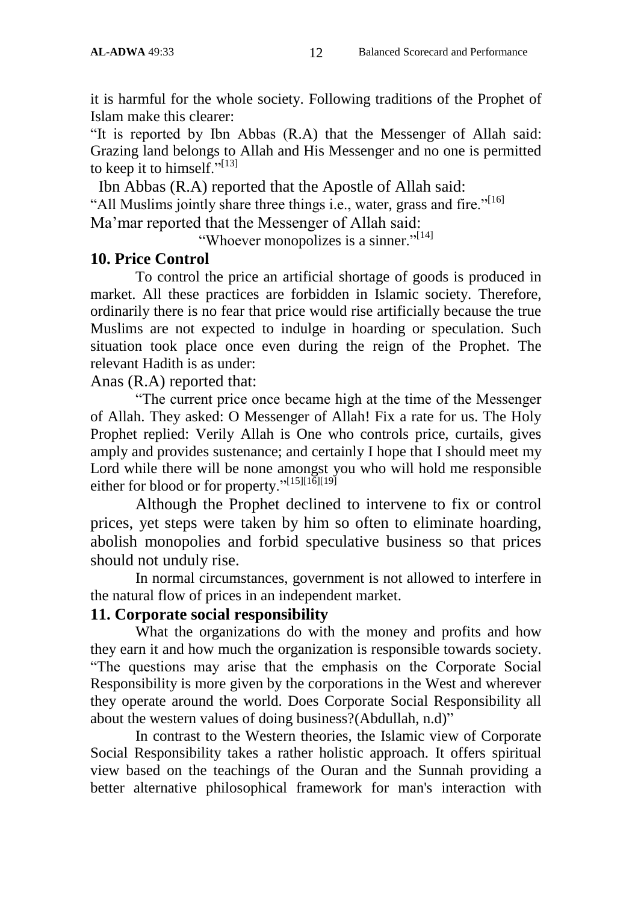it is harmful for the whole society. Following traditions of the Prophet of Islam make this clearer:

"It is reported by Ibn Abbas (R.A) that the Messenger of Allah said: Grazing land belongs to Allah and His Messenger and no one is permitted to keep it to himself."[13]

Ibn Abbas (R.A) reported that the Apostle of Allah said:

"All Muslims jointly share three things i.e., water, grass and fire."[16]

Ma'mar reported that the Messenger of Allah said:

"Whoever monopolizes is a sinner."[14]

## 10. Price Control

To control the price an artificial shortage of goods is produced in market. All these practices are forbidden in Islamic society. Therefore, ordinarily there is no fear that price would rise artificially because the true Muslims are not expected to indulge in hoarding or speculation. Such situation took place once even during the reign of the Prophet. The relevant Hadith is as under:

Anas (R.A) reported that:

"The current price once became high at the time of the Messenger of Allah. They asked: O Messenger of Allah! Fix a rate for us. The Holy Prophet replied: Verily Allah is One who controls price, curtails, gives amply and provides sustenance; and certainly I hope that I should meet my Lord while there will be none amongst you who will hold me responsible either for blood or for property."[15][16][19]

Although the Prophet declined to intervene to fix or control prices, yet steps were taken by him so often to eliminate hoarding, abolish monopolies and forbid speculative business so that prices should not unduly rise.

In normal circumstances, government is not allowed to interfere in the natural flow of prices in an independent market.

## 11. Corporate social responsibility

What the organizations do with the money and profits and how they earn it and how much the organization is responsible towards society. "The questions may arise that the emphasis on the Corporate Social Responsibility is more given by the corporations in the West and wherever they operate around the world. Does Corporate Social Responsibility all about the western values of doing business?(Abdullah, n.d)"

In contrast to the Western theories, the Islamic view of Corporate Social Responsibility takes a rather holistic approach. It offers spiritual view based on the teachings of the Ouran and the Sunnah providing a better alternative philosophical framework for man's interaction with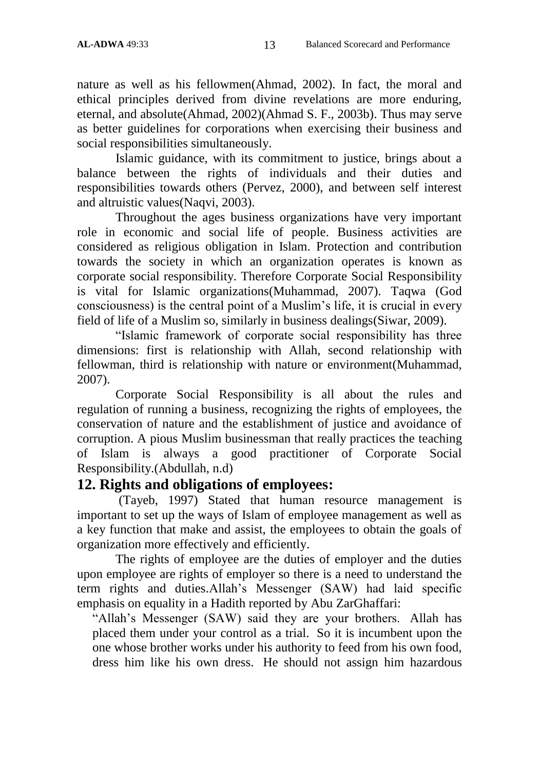nature as well as his fellowmen(Ahmad, 2002). In fact, the moral and ethical principles derived from divine revelations are more enduring, eternal, and absolute(Ahmad, 2002)(Ahmad S. F., 2003b). Thus may serve as better guidelines for corporations when exercising their business and social responsibilities simultaneously.

Islamic guidance, with its commitment to justice, brings about a balance between the rights of individuals and their duties and responsibilities towards others (Pervez, 2000), and between self interest and altruistic values(Naqvi, 2003).

Throughout the ages business organizations have very important role in economic and social life of people. Business activities are considered as religious obligation in Islam. Protection and contribution towards the society in which an organization operates is known as corporate social responsibility. Therefore Corporate Social Responsibility is vital for Islamic organizations(Muhammad, 2007). Taqwa (God consciousness) is the central point of a Muslim's life, it is crucial in every field of life of a Muslim so, similarly in business dealings(Siwar, 2009).

"Islamic framework of corporate social responsibility has three dimensions: first is relationship with Allah, second relationship with fellowman, third is relationship with nature or environment(Muhammad, 2007).

Corporate Social Responsibility is all about the rules and regulation of running a business, recognizing the rights of employees, the conservation of nature and the establishment of justice and avoidance of corruption. A pious Muslim businessman that really practices the teaching of Islam is always a good practitioner of Corporate Social Responsibility.(Abdullah, n.d)

## 12. Rights and obligations of employees:

(Tayeb, 1997) Stated that human resource management is important to set up the ways of Islam of employee management as well as a key function that make and assist, the employees to obtain the goals of organization more effectively and efficiently.

The rights of employee are the duties of employer and the duties upon employee are rights of employer so there is a need to understand the term rights and duties.Allah's Messenger (SAW) had laid specific emphasis on equality in a Hadith reported by Abu ZarGhaffari:

> "Allah's Messenger (SAW) said they are your brothers. Allah has placed them under your control as a trial. So it is incumbent upon the one whose brother works under his authority to feed from his own food, dress him like his own dress. He should not assign him hazardous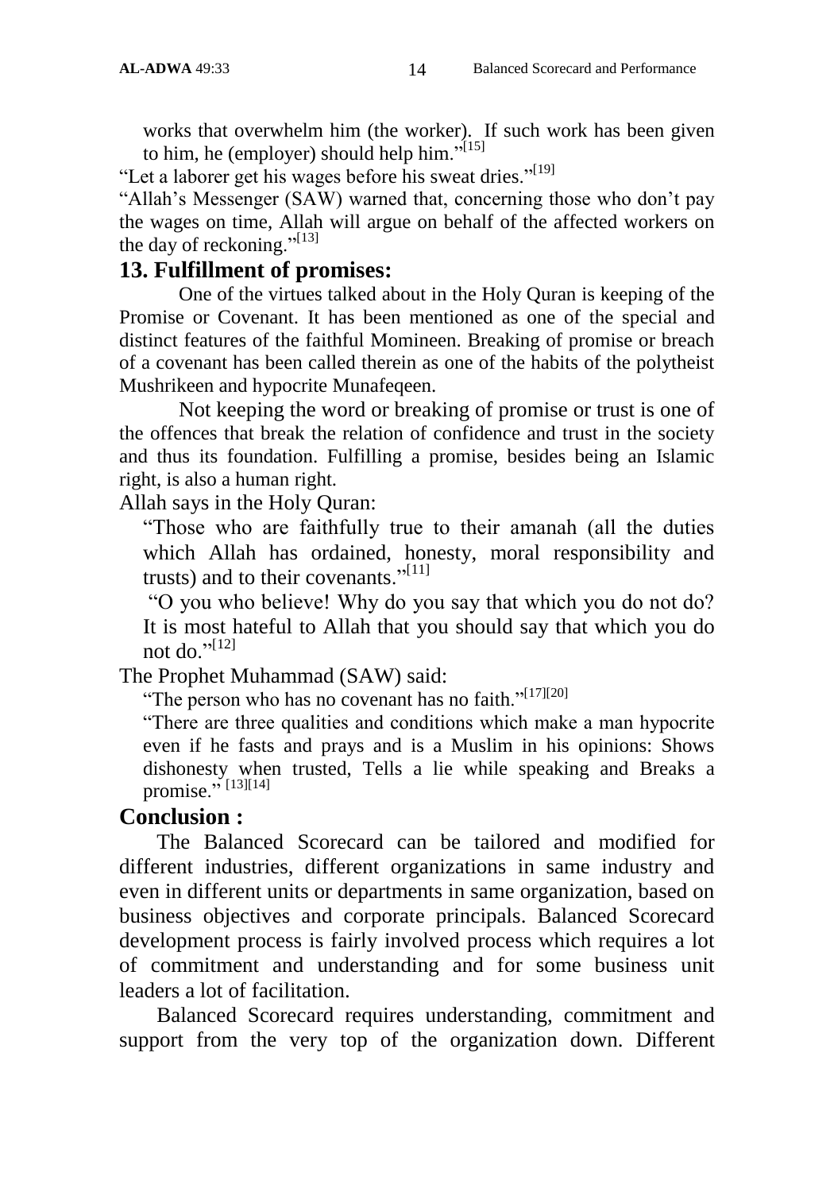works that overwhelm him (the worker). If such work has been given to him, he (employer) should help him."[15]

"Let a laborer get his wages before his sweat dries."[19]

"Allah's Messenger (SAW) warned that, concerning those who don't pay the wages on time, Allah will argue on behalf of the affected workers on the day of reckoning."[13]

## 13. Fulfillment of promises:

One of the virtues talked about in the Holy Quran is keeping of the Promise or Covenant. It has been mentioned as one of the special and distinct features of the faithful Momineen. Breaking of promise or breach of a covenant has been called therein as one of the habits of the polytheist Mushrikeen and hypocrite Munafeqeen.

Not keeping the word or breaking of promise or trust is one of the offences that break the relation of confidence and trust in the society and thus its foundation. Fulfilling a promise, besides being an Islamic right, is also a human right.

Allah says in the Holy Quran:

"Those who are faithfully true to their amanah (all the duties which Allah has ordained, honesty, moral responsibility and trusts) and to their covenants."[11]

"O you who believe! Why do you say that which you do not do? It is most hateful to Allah that you should say that which you do not do."[12]

The Prophet Muhammad (SAW) said:

"The person who has no covenant has no faith."[17][20]

"There are three qualities and conditions which make a man hypocrite even if he fasts and prays and is a Muslim in his opinions: Shows dishonesty when trusted, Tells a lie while speaking and Breaks a promise." [13][14]

## Conclusion :

The Balanced Scorecard can be tailored and modified for different industries, different organizations in same industry and even in different units or departments in same organization, based on business objectives and corporate principals. Balanced Scorecard development process is fairly involved process which requires a lot of commitment and understanding and for some business unit leaders a lot of facilitation.

Balanced Scorecard requires understanding, commitment and support from the very top of the organization down. Different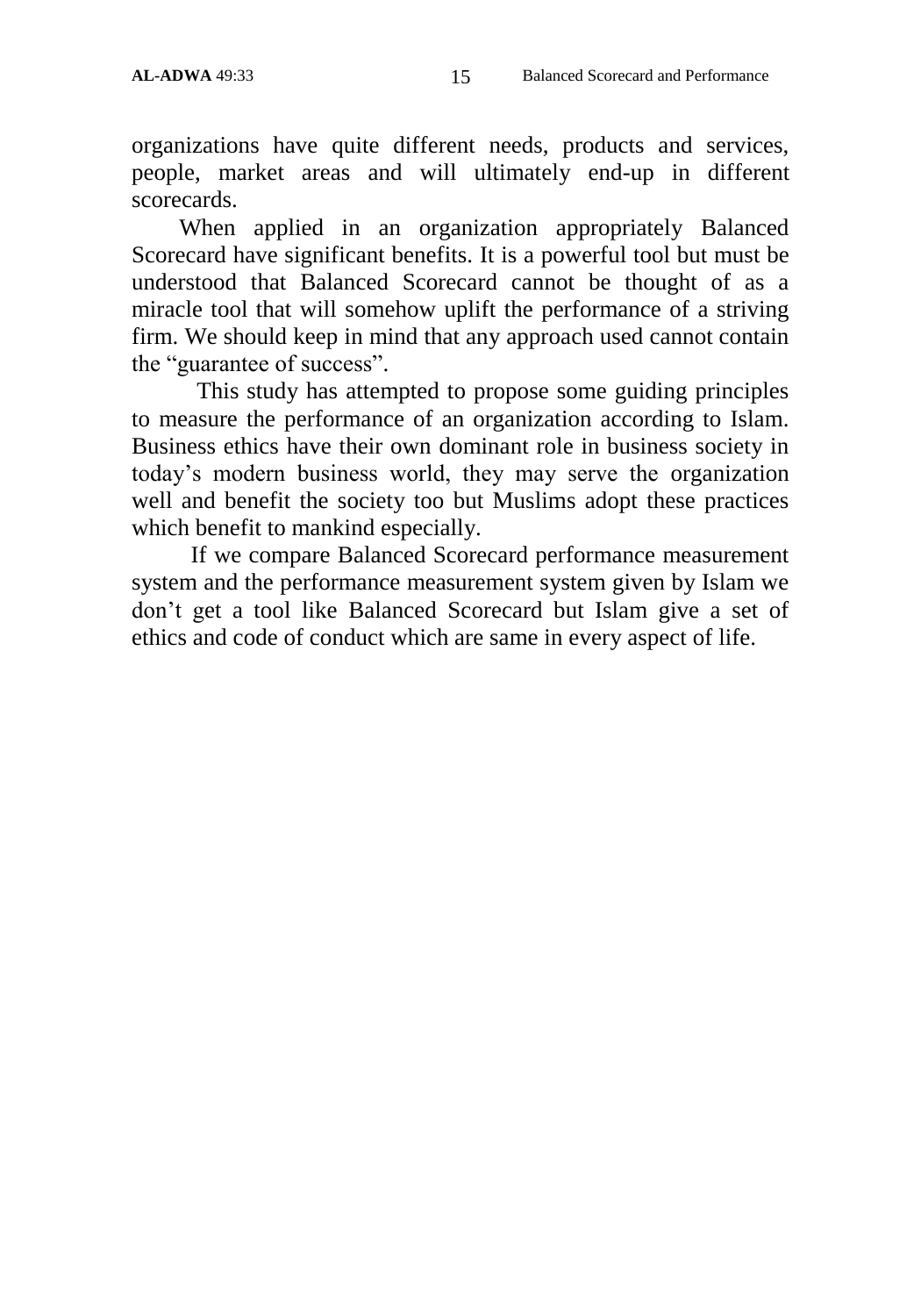organizations have quite different needs, products and services, people, market areas and will ultimately end-up in different scorecards.

When applied in an organization appropriately Balanced Scorecard have significant benefits. It is a powerful tool but must be understood that Balanced Scorecard cannot be thought of as a miracle tool that will somehow uplift the performance of a striving firm. We should keep in mind that any approach used cannot contain the "guarantee of success".

This study has attempted to propose some guiding principles to measure the performance of an organization according to Islam. Business ethics have their own dominant role in business society in today's modern business world, they may serve the organization well and benefit the society too but Muslims adopt these practices which benefit to mankind especially.

If we compare Balanced Scorecard performance measurement system and the performance measurement system given by Islam we don't get a tool like Balanced Scorecard but Islam give a set of ethics and code of conduct which are same in every aspect of life.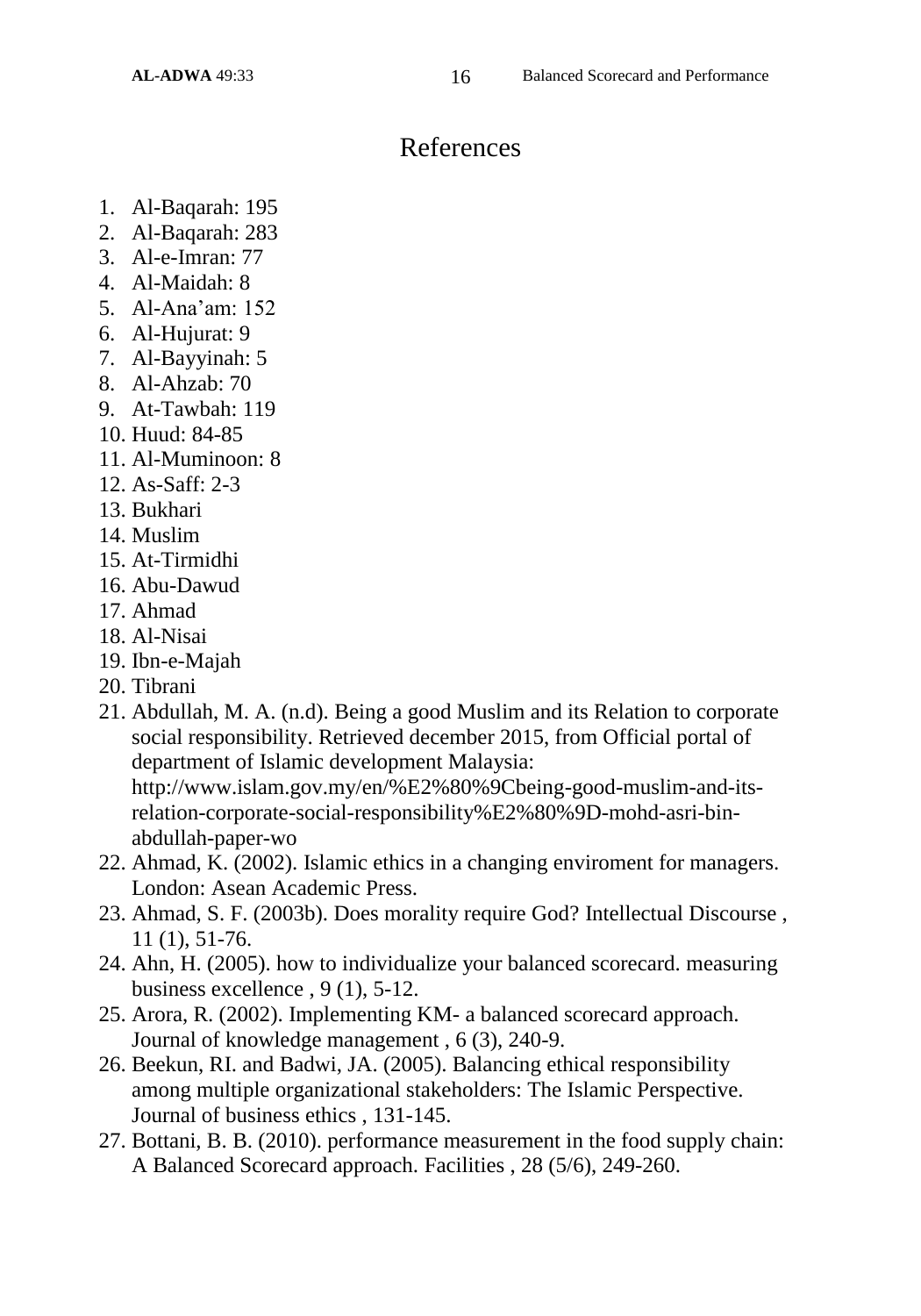# References

1. Al-Baqarah: 195
2. Al-Baqarah: 283
3. Al-e-Imran: 77
4. Al-Maidah: 8
5. Al-Ana'am: 152
6. Al-Hujurat: 9
7. Al-Bayyinah: 5
8. Al-Ahzab: 70
9. At-Tawbah: 119
10. Huud: 84-85
11. Al-Muminoon: 8
12. As-Saff: 2-3
13. Bukhari
14. Muslim
15. At-Tirmidhi
16. Abu-Dawud
17. Ahmad
18. Al-Nisai
19. Ibn-e-Majah
20. Tibrani
21. Abdullah, M. A. (n.d). Being a good Muslim and its Relation to corporate social responsibility. Retrieved december 2015, from Official portal of department of Islamic development Malaysia: http://www.islam.gov.my/en/%E2%80%9Cbeing-good-muslim-and-its-relation-corporate-social-responsibility%E2%80%9D-mohd-asri-bin-abdullah-paper-wo
22. Ahmad, K. (2002). Islamic ethics in a changing enviroment for managers. London: Asean Academic Press.
23. Ahmad, S. F. (2003b). Does morality require God? Intellectual Discourse , 11 (1), 51-76.
24. Ahn, H. (2005). how to individualize your balanced scorecard. measuring business excellence , 9 (1), 5-12.
25. Arora, R. (2002). Implementing KM- a balanced scorecard approach. Journal of knowledge management , 6 (3), 240-9.
26. Beekun, RI. and Badwi, JA. (2005). Balancing ethical responsibility among multiple organizational stakeholders: The Islamic Perspective. Journal of business ethics , 131-145.
27. Bottani, B. B. (2010). performance measurement in the food supply chain: A Balanced Scorecard approach. Facilities , 28 (5/6), 249-260.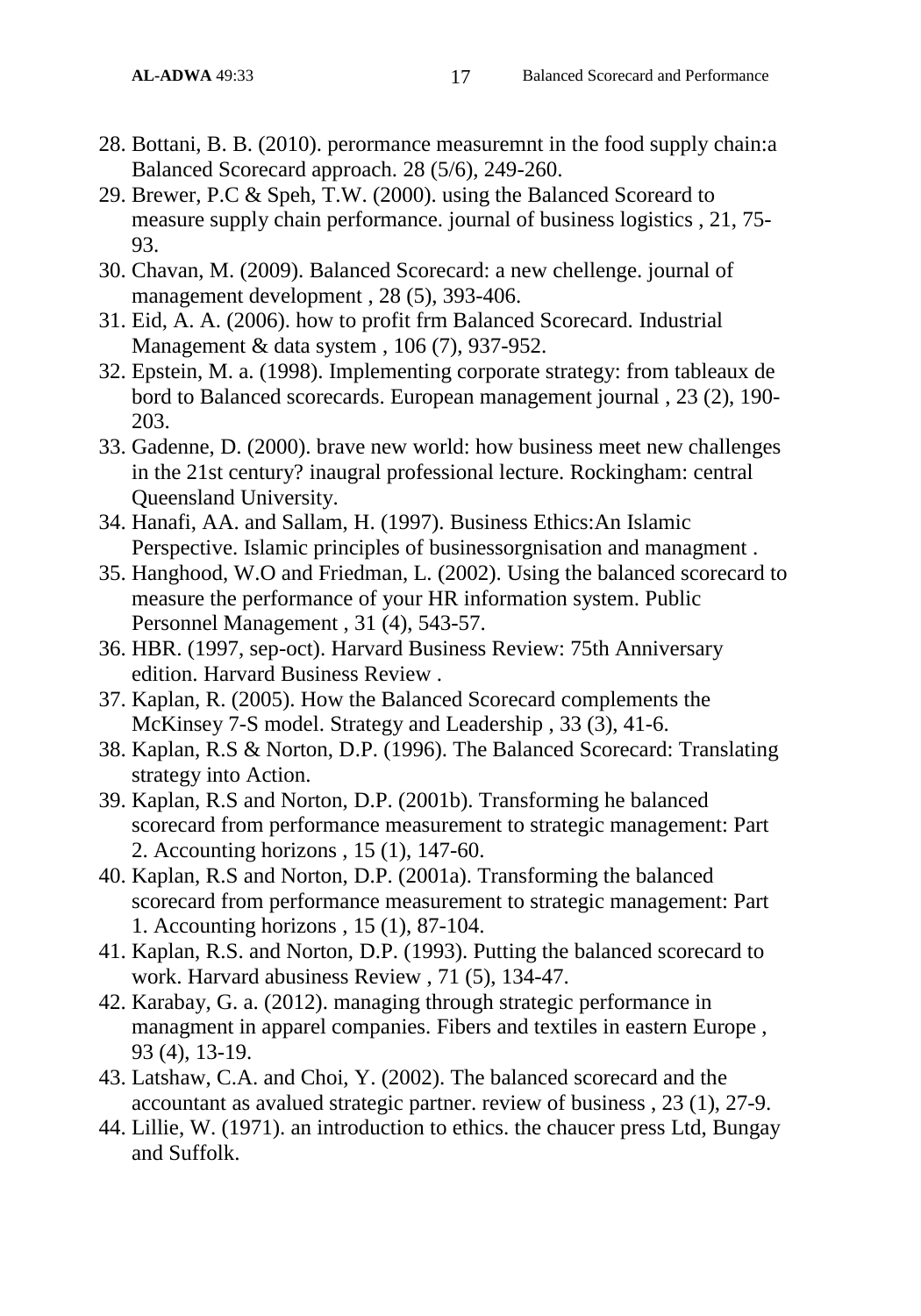28. Bottani, B. B. (2010). perormance measuremnt in the food supply chain:a Balanced Scorecard approach. 28 (5/6), 249-260.
29. Brewer, P.C & Speh, T.W. (2000). using the Balanced Scoreard to measure supply chain performance. journal of business logistics , 21, 75-93.
30. Chavan, M. (2009). Balanced Scorecard: a new chellenge. journal of management development , 28 (5), 393-406.
31. Eid, A. A. (2006). how to profit frm Balanced Scorecard. Industrial Management & data system , 106 (7), 937-952.
32. Epstein, M. a. (1998). Implementing corporate strategy: from tableaux de bord to Balanced scorecards. European management journal , 23 (2), 190-203.
33. Gadenne, D. (2000). brave new world: how business meet new challenges in the 21st century? inaugral professional lecture. Rockingham: central Queensland University.
34. Hanafi, AA. and Sallam, H. (1997). Business Ethics:An Islamic Perspective. Islamic principles of businessorgnisation and managment .
35. Hanghood, W.O and Friedman, L. (2002). Using the balanced scorecard to measure the performance of your HR information system. Public Personnel Management , 31 (4), 543-57.
36. HBR. (1997, sep-oct). Harvard Business Review: 75th Anniversary edition. Harvard Business Review .
37. Kaplan, R. (2005). How the Balanced Scorecard complements the McKinsey 7-S model. Strategy and Leadership , 33 (3), 41-6.
38. Kaplan, R.S & Norton, D.P. (1996). The Balanced Scorecard: Translating strategy into Action.
39. Kaplan, R.S and Norton, D.P. (2001b). Transforming he balanced scorecard from performance measurement to strategic management: Part 2. Accounting horizons , 15 (1), 147-60.
40. Kaplan, R.S and Norton, D.P. (2001a). Transforming the balanced scorecard from performance measurement to strategic management: Part 1. Accounting horizons , 15 (1), 87-104.
41. Kaplan, R.S. and Norton, D.P. (1993). Putting the balanced scorecard to work. Harvard abusiness Review , 71 (5), 134-47.
42. Karabay, G. a. (2012). managing through strategic performance in managment in apparel companies. Fibers and textiles in eastern Europe , 93 (4), 13-19.
43. Latshaw, C.A. and Choi, Y. (2002). The balanced scorecard and the accountant as avalued strategic partner. review of business , 23 (1), 27-9.
44. Lillie, W. (1971). an introduction to ethics. the chaucer press Ltd, Bungay and Suffolk.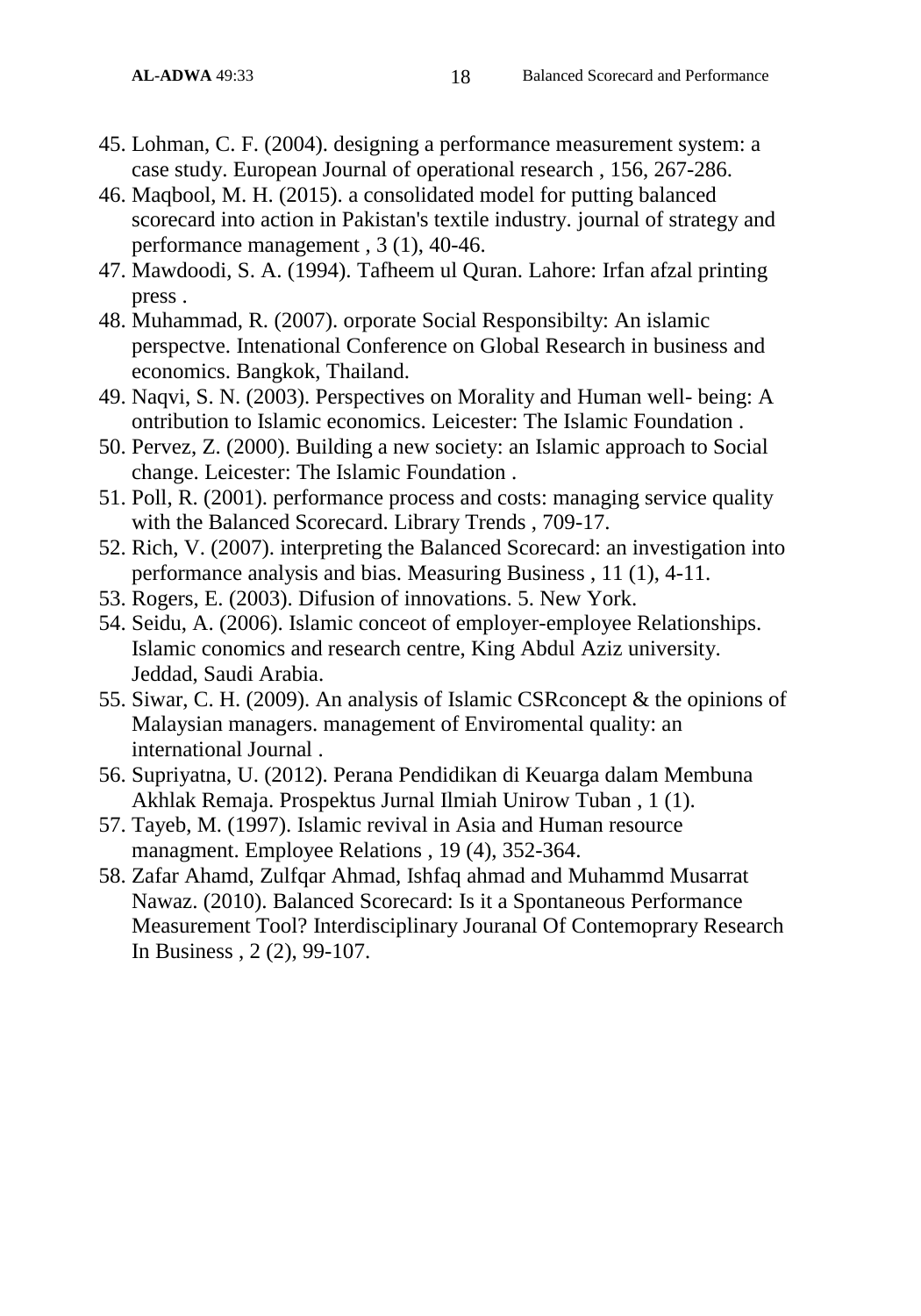45. Lohman, C. F. (2004). designing a performance measurement system: a case study. European Journal of operational research , 156, 267-286.
46. Maqbool, M. H. (2015). a consolidated model for putting balanced scorecard into action in Pakistan's textile industry. journal of strategy and performance management , 3 (1), 40-46.
47. Mawdoodi, S. A. (1994). Tafheem ul Quran. Lahore: Irfan afzal printing press .
48. Muhammad, R. (2007). orporate Social Responsibilty: An islamic perspectve. Intenational Conference on Global Research in business and economics. Bangkok, Thailand.
49. Naqvi, S. N. (2003). Perspectives on Morality and Human well- being: A ontribution to Islamic economics. Leicester: The Islamic Foundation .
50. Pervez, Z. (2000). Building a new society: an Islamic approach to Social change. Leicester: The Islamic Foundation .
51. Poll, R. (2001). performance process and costs: managing service quality with the Balanced Scorecard. Library Trends , 709-17.
52. Rich, V. (2007). interpreting the Balanced Scorecard: an investigation into performance analysis and bias. Measuring Business , 11 (1), 4-11.
53. Rogers, E. (2003). Difusion of innovations. 5. New York.
54. Seidu, A. (2006). Islamic conceot of employer-employee Relationships. Islamic conomics and research centre, King Abdul Aziz university. Jeddad, Saudi Arabia.
55. Siwar, C. H. (2009). An analysis of Islamic CSRconcept & the opinions of Malaysian managers. management of Enviromental quality: an international Journal .
56. Supriyatna, U. (2012). Perana Pendidikan di Keuarga dalam Membuna Akhlak Remaja. Prospektus Jurnal Ilmiah Unirow Tuban , 1 (1).
57. Tayeb, M. (1997). Islamic revival in Asia and Human resource managment. Employee Relations , 19 (4), 352-364.
58. Zafar Ahamd, Zulfqar Ahmad, Ishfaq ahmad and Muhammd Musarrat Nawaz. (2010). Balanced Scorecard: Is it a Spontaneous Performance Measurement Tool? Interdisciplinary Jouranal Of Contemoprary Research In Business , 2 (2), 99-107.